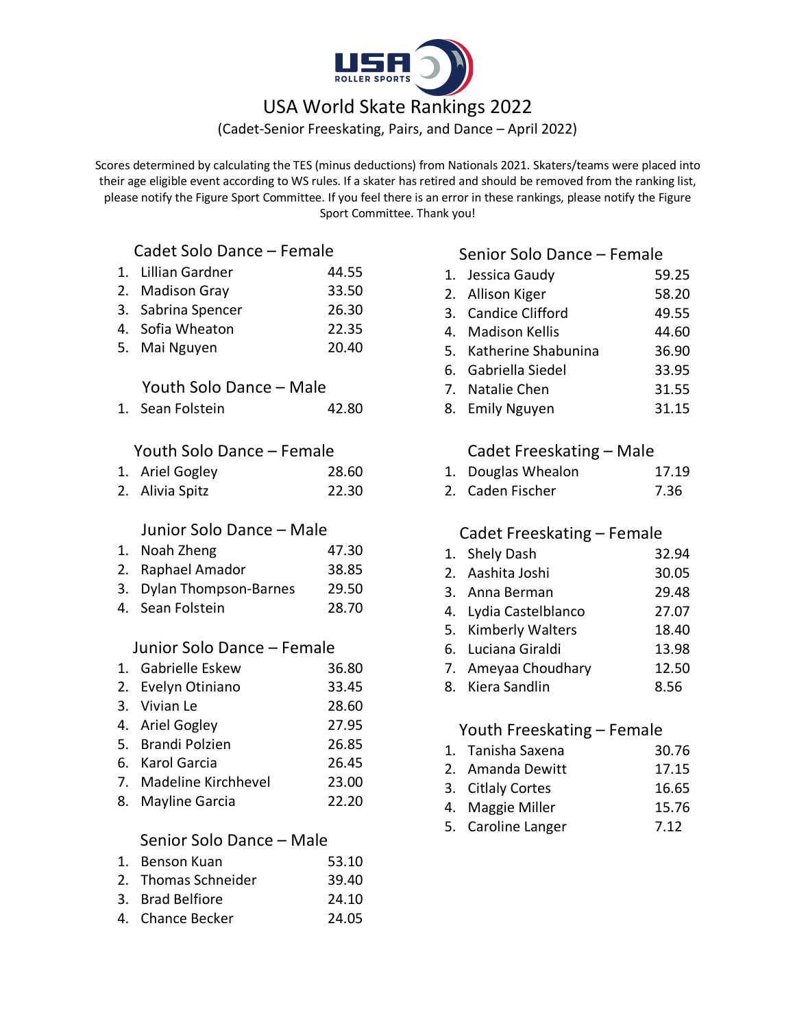# USA World Skate Rankings 2022

(Cadet-Senior Freeskating, Pairs, and Dance – April 2022)

Scores determined by calculating the TES (minus deductions) from Nationals 2021. Skaters/teams were placed into their age eligible event according to WS rules. If a skater has retired and should be removed from the ranking list, please notify the Figure Sport Committee. If you feel there is an error in these rankings, please notify the Figure Sport Committee. Thank you!

## Cadet Solo Dance – Female

1. Lillian Gardner 44.55
2. Madison Gray 33.50
3. Sabrina Spencer 26.30
4. Sofia Wheaton 22.35
5. Mai Nguyen 20.40

## Youth Solo Dance – Male

1. Sean Folstein 42.80

## Youth Solo Dance – Female

1. Ariel Gogley 28.60
2. Alivia Spitz 22.30

## Junior Solo Dance – Male

1. Noah Zheng 47.30
2. Raphael Amador 38.85
3. Dylan Thompson-Barnes 29.50
4. Sean Folstein 28.70

## Junior Solo Dance – Female

1. Gabrielle Eskew 36.80
2. Evelyn Otiniano 33.45
3. Vivian Le 28.60
4. Ariel Gogley 27.95
5. Brandi Polzien 26.85
6. Karol Garcia 26.45
7. Madeline Kirchhevel 23.00
8. Mayline Garcia 22.20

## Senior Solo Dance – Male

1. Benson Kuan 53.10
2. Thomas Schneider 39.40
3. Brad Belfiore 24.10
4. Chance Becker 24.05

## Senior Solo Dance – Female

1. Jessica Gaudy 59.25
2. Allison Kiger 58.20
3. Candice Clifford 49.55
4. Madison Kellis 44.60
5. Katherine Shabunina 36.90
6. Gabriella Siedel 33.95
7. Natalie Chen 31.55
8. Emily Nguyen 31.15

## Cadet Freeskating – Male

1. Douglas Whealon 17.19
2. Caden Fischer 7.36

## Cadet Freeskating – Female

1. Shely Dash 32.94
2. Aashita Joshi 30.05
3. Anna Berman 29.48
4. Lydia Castelblanco 27.07
5. Kimberly Walters 18.40
6. Luciana Giraldi 13.98
7. Ameyaa Choudhary 12.50
8. Kiera Sandlin 8.56

## Youth Freeskating – Female

1. Tanisha Saxena 30.76
2. Amanda Dewitt 17.15
3. Citlaly Cortes 16.65
4. Maggie Miller 15.76
5. Caroline Langer 7.12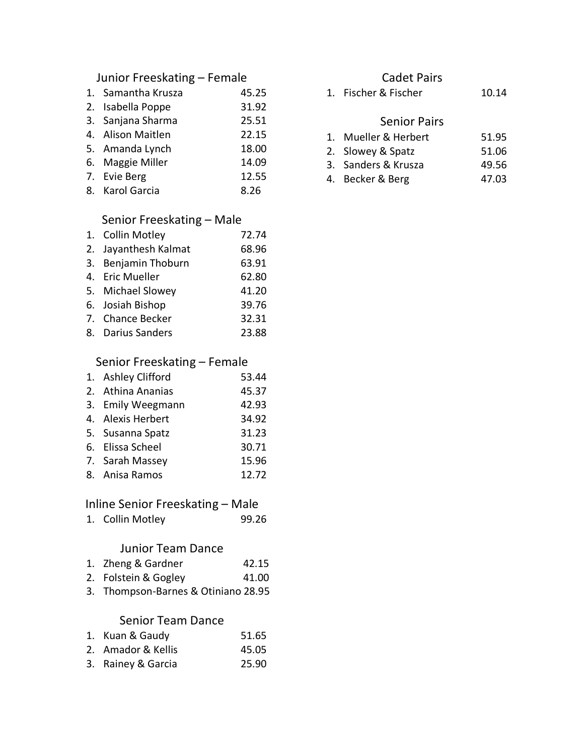## Junior Freeskating – Female

1. Samantha Krusza 45.25
2. Isabella Poppe 31.92
3. Sanjana Sharma 25.51
4. Alison Maitlen 22.15
5. Amanda Lynch 18.00
6. Maggie Miller 14.09
7. Evie Berg 12.55
8. Karol Garcia 8.26

## Senior Freeskating – Male

1. Collin Motley 72.74
2. Jayanthesh Kalmat 68.96
3. Benjamin Thoburn 63.91
4. Eric Mueller 62.80
5. Michael Slowey 41.20
6. Josiah Bishop 39.76
7. Chance Becker 32.31
8. Darius Sanders 23.88

## Senior Freeskating – Female

1. Ashley Clifford 53.44
2. Athina Ananias 45.37
3. Emily Weegmann 42.93
4. Alexis Herbert 34.92
5. Susanna Spatz 31.23
6. Elissa Scheel 30.71
7. Sarah Massey 15.96
8. Anisa Ramos 12.72

## Inline Senior Freeskating – Male

1. Collin Motley 99.26

## Junior Team Dance

1. Zheng & Gardner 42.15
2. Folstein & Gogley 41.00
3. Thompson-Barnes & Otiniano 28.95

## Senior Team Dance

1. Kuan & Gaudy 51.65
2. Amador & Kellis 45.05
3. Rainey & Garcia 25.90

## Cadet Pairs

1. Fischer & Fischer 10.14

## Senior Pairs

1. Mueller & Herbert 51.95
2. Slowey & Spatz 51.06
3. Sanders & Krusza 49.56
4. Becker & Berg 47.03